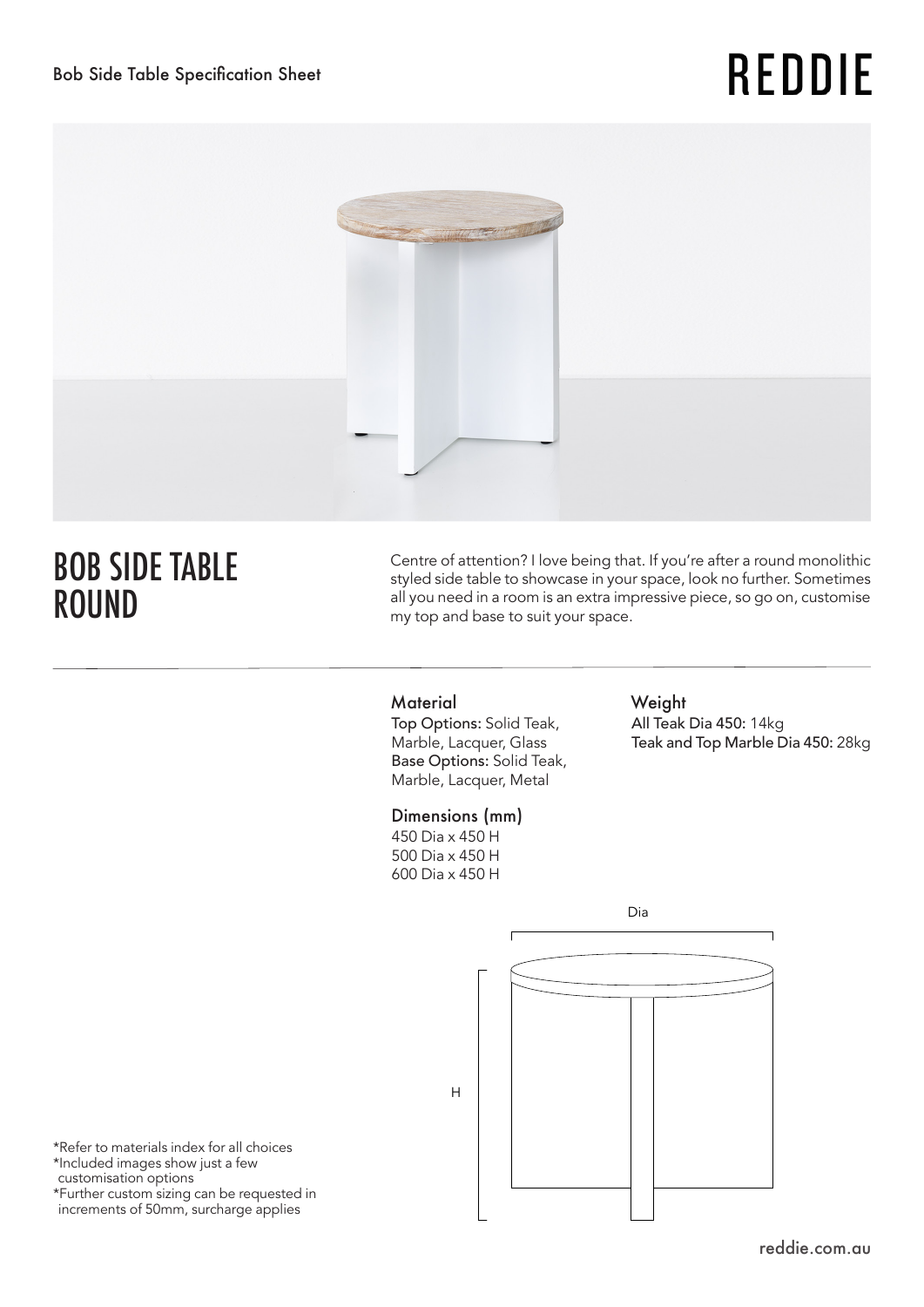Bob Side Table Specification Sheet

REDDIE

# BOB SIDE TABLE ROUND

Centre of attention? I love being that. If you're after a round monolithic styled side table to showcase in your space, look no further. Sometimes all you need in a room is an extra impressive piece, so go on, customise my top and base to suit your space.

### Material

**Top Options:** Solid Teak, Marble, Lacquer, Glass
**Base Options:** Solid Teak, Marble, Lacquer, Metal

### Dimensions (mm)

450 Dia x 450 H
500 Dia x 450 H
600 Dia x 450 H

### Weight

**All Teak Dia 450:** 14kg
**Teak and Top Marble Dia 450:** 28kg

Dia

H

*Refer to materials index for all choices
*Included images show just a few customisation options
*Further custom sizing can be requested in increments of 50mm, surcharge applies

reddie.com.au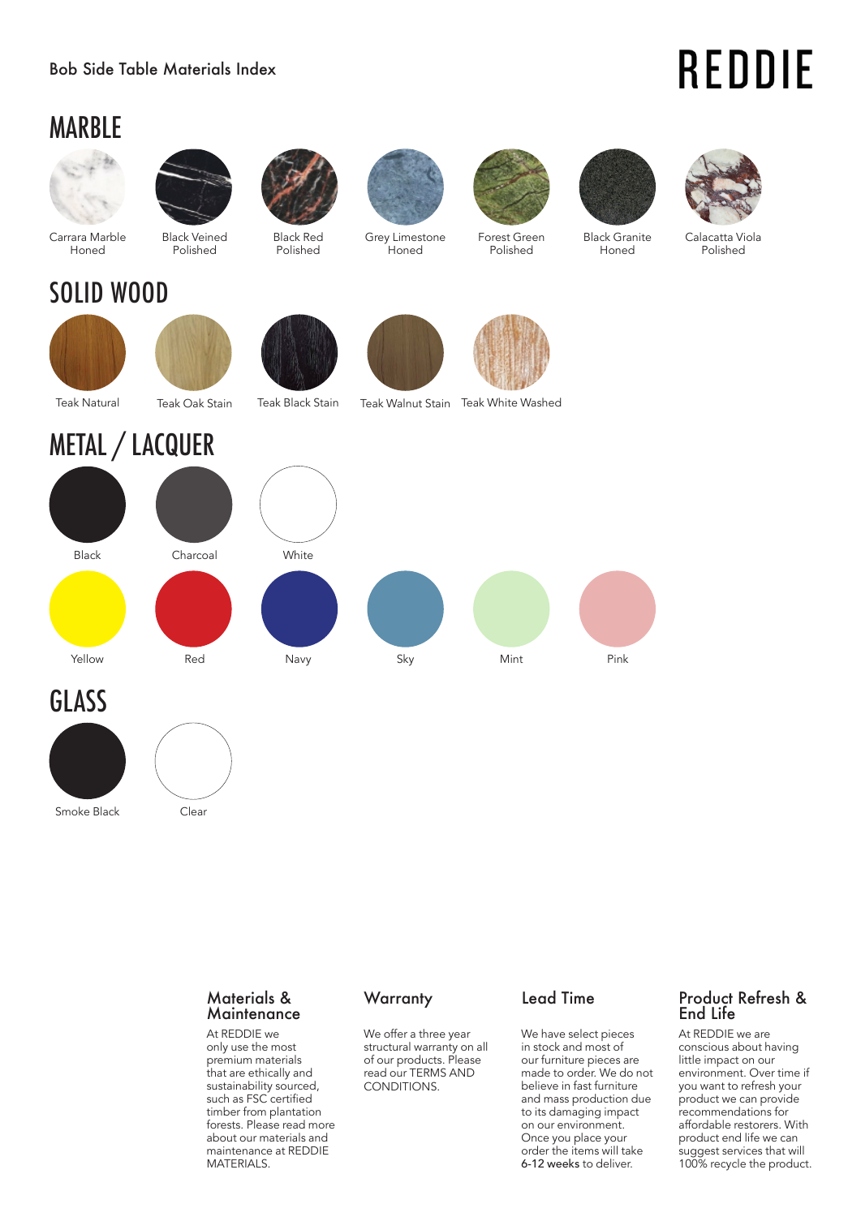Bob Side Table Materials Index

# REDDIE

## MARBLE

Carrara Marble Honed

Black Veined Polished

Black Red Polished

Grey Limestone Honed

Forest Green Polished

Black Granite Honed

Calacatta Viola Polished

## SOLID WOOD

Teak Natural

Teak Oak Stain

Teak Black Stain

Teak Walnut Stain

Teak White Washed

## METAL / LACQUER

Black

Charcoal

White

Yellow

Red

Navy

Sky

Mint

Pink

## GLASS

Smoke Black

Clear

### Materials & Maintenance

At REDDIE we only use the most premium materials that are ethically and sustainability sourced, such as FSC certified timber from plantation forests. Please read more about our materials and maintenance at REDDIE MATERIALS.

### Warranty

We offer a three year structural warranty on all of our products. Please read our TERMS AND CONDITIONS.

### Lead Time

We have select pieces in stock and most of our furniture pieces are made to order. We do not believe in fast furniture and mass production due to its damaging impact on our environment. Once you place your order the items will take 6-12 weeks to deliver.

### Product Refresh & End Life

At REDDIE we are conscious about having little impact on our environment. Over time if you want to refresh your product we can provide recommendations for affordable restorers. With product end life we can suggest services that will 100% recycle the product.